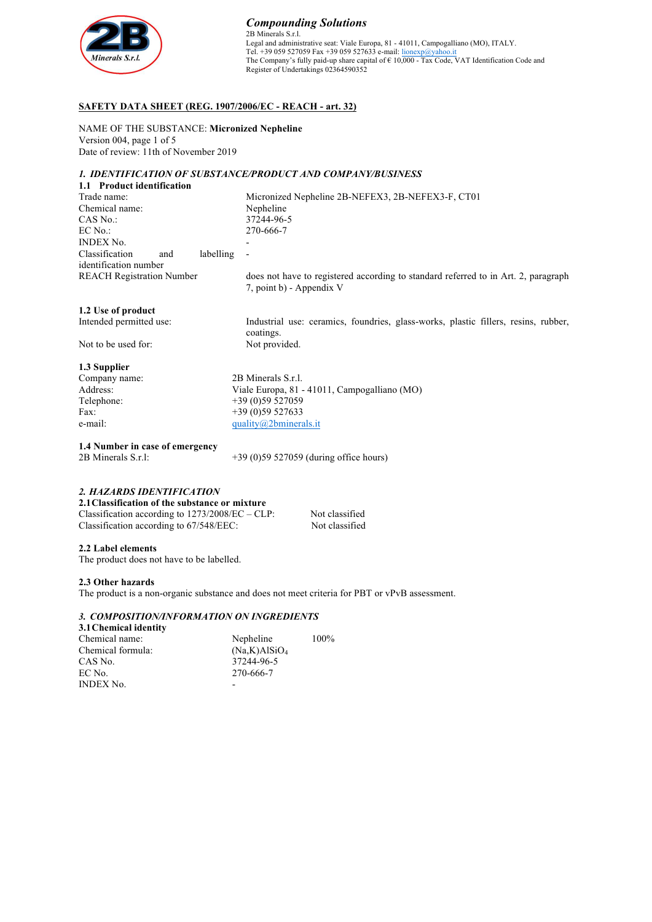**Compounding Solutions**
2B Minerals S.r.l.
Legal and administrative seat: Viale Europa, 81 - 41011, Campogalliano (MO), ITALY.
Tel. +39 059 527059 Fax +39 059 527633 e-mail: lionexp@yahoo.it
The Company's fully paid-up share capital of € 10,000 - Tax Code, VAT Identification Code and Register of Undertakings 02364590352

**SAFETY DATA SHEET (REG. 1907/2006/EC - REACH - art. 32)**

NAME OF THE SUBSTANCE: **Micronized Nepheline**
Version 004, page 1 of 5
Date of review: 11th of November 2019

## *1. IDENTIFICATION OF SUBSTANCE/PRODUCT AND COMPANY/BUSINESS*

### 1.1 Product identification

| | |
|---|---|
| Trade name: | Micronized Nepheline 2B-NEFEX3, 2B-NEFEX3-F, CT01 |
| Chemical name: | Nepheline |
| CAS No.: | 37244-96-5 |
| EC No.: | 270-666-7 |
| INDEX No. | - |
| Classification and labelling identification number | - |
| REACH Registration Number | does not have to registered according to standard referred to in Art. 2, paragraph 7, point b) - Appendix V |

### 1.2 Use of product

| | |
|---|---|
| Intended permitted use: | Industrial use: ceramics, foundries, glass-works, plastic fillers, resins, rubber, coatings. |
| Not to be used for: | Not provided. |

### 1.3 Supplier

| | |
|---|---|
| Company name: | 2B Minerals S.r.l. |
| Address: | Viale Europa, 81 - 41011, Campogalliano (MO) |
| Telephone: | +39 (0)59 527059 |
| Fax: | +39 (0)59 527633 |
| e-mail: | quality@2bminerals.it |

### 1.4 Number in case of emergency

2B Minerals S.r.l: +39 (0)59 527059 (during office hours)

## *2. HAZARDS IDENTIFICATION*

### 2.1 Classification of the substance or mixture

| | |
|---|---|
| Classification according to 1273/2008/EC – CLP: | Not classified |
| Classification according to 67/548/EEC: | Not classified |

### 2.2 Label elements

The product does not have to be labelled.

### 2.3 Other hazards

The product is a non-organic substance and does not meet criteria for PBT or vPvB assessment.

## *3. COMPOSITION/INFORMATION ON INGREDIENTS*

### 3.1 Chemical identity

| | | |
|---|---|---|
| Chemical name: | Nepheline | 100% |
| Chemical formula: | $(Na,K)AlSiO_4$ | |
| CAS No. | 37244-96-5 | |
| EC No. | 270-666-7 | |
| INDEX No. | - | |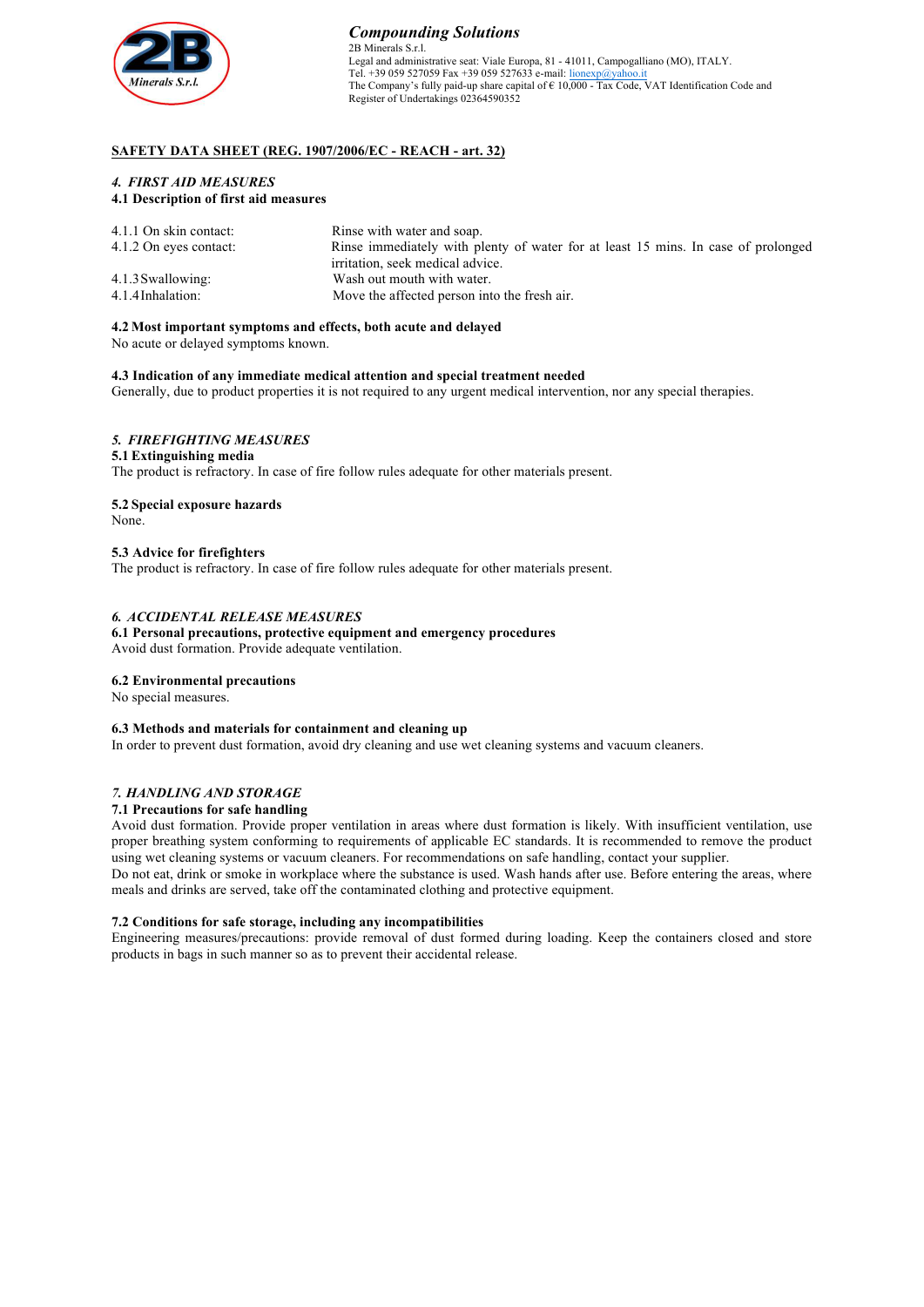**Compounding Solutions**
2B Minerals S.r.l.
Legal and administrative seat: Viale Europa, 81 - 41011, Campogalliano (MO), ITALY.
Tel. +39 059 527059 Fax +39 059 527633 e-mail: lionexp@yahoo.it
The Company's fully paid-up share capital of € 10,000 - Tax Code, VAT Identification Code and Register of Undertakings 02364590352

**SAFETY DATA SHEET (REG. 1907/2006/EC - REACH - art. 32)**

## *4. FIRST AID MEASURES*

### 4.1 Description of first aid measures

| | |
|---|---|
| 4.1.1 On skin contact: | Rinse with water and soap. |
| 4.1.2 On eyes contact: | Rinse immediately with plenty of water for at least 15 mins. In case of prolonged irritation, seek medical advice. |
| 4.1.3 Swallowing: | Wash out mouth with water. |
| 4.1.4 Inhalation: | Move the affected person into the fresh air. |

### 4.2 Most important symptoms and effects, both acute and delayed

No acute or delayed symptoms known.

### 4.3 Indication of any immediate medical attention and special treatment needed

Generally, due to product properties it is not required to any urgent medical intervention, nor any special therapies.

## *5. FIREFIGHTING MEASURES*

### 5.1 Extinguishing media

The product is refractory. In case of fire follow rules adequate for other materials present.

### 5.2 Special exposure hazards

None.

### 5.3 Advice for firefighters

The product is refractory. In case of fire follow rules adequate for other materials present.

## *6. ACCIDENTAL RELEASE MEASURES*

### 6.1 Personal precautions, protective equipment and emergency procedures

Avoid dust formation. Provide adequate ventilation.

### 6.2 Environmental precautions

No special measures.

### 6.3 Methods and materials for containment and cleaning up

In order to prevent dust formation, avoid dry cleaning and use wet cleaning systems and vacuum cleaners.

## *7. HANDLING AND STORAGE*

### 7.1 Precautions for safe handling

Avoid dust formation. Provide proper ventilation in areas where dust formation is likely. With insufficient ventilation, use proper breathing system conforming to requirements of applicable EC standards. It is recommended to remove the product using wet cleaning systems or vacuum cleaners. For recommendations on safe handling, contact your supplier.
Do not eat, drink or smoke in workplace where the substance is used. Wash hands after use. Before entering the areas, where meals and drinks are served, take off the contaminated clothing and protective equipment.

### 7.2 Conditions for safe storage, including any incompatibilities

Engineering measures/precautions: provide removal of dust formed during loading. Keep the containers closed and store products in bags in such manner so as to prevent their accidental release.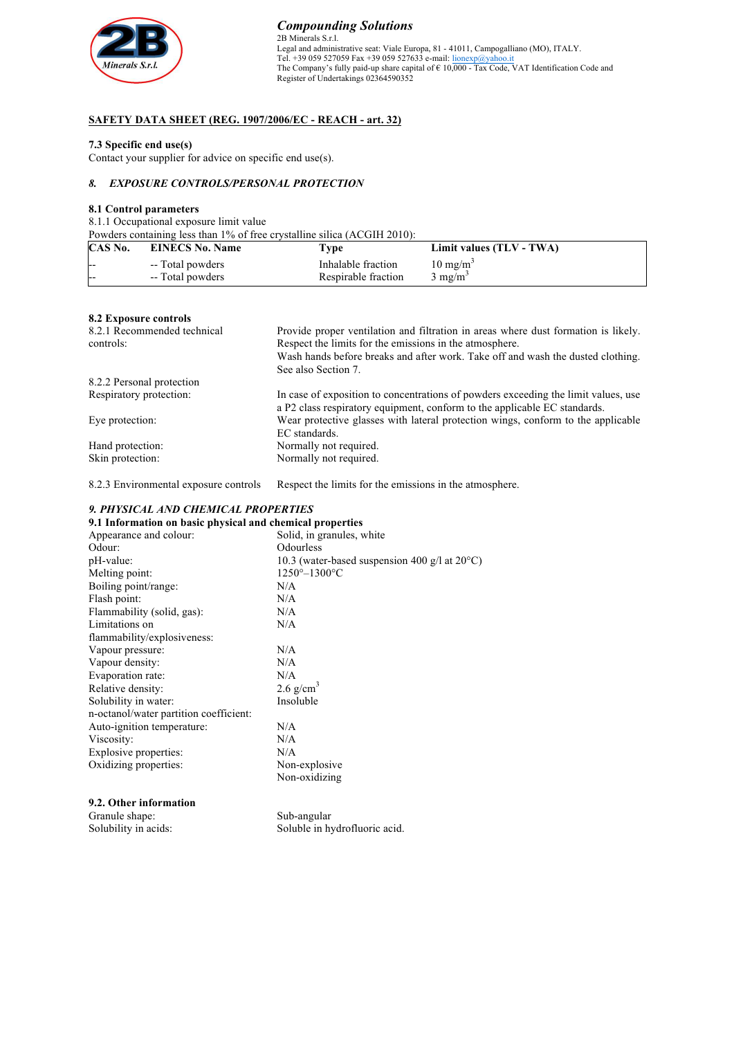# Compounding Solutions

2B Minerals S.r.l.
Legal and administrative seat: Viale Europa, 81 - 41011, Campogalliano (MO), ITALY.
Tel. +39 059 527059 Fax +39 059 527633 e-mail: lionexp@yahoo.it
The Company's fully paid-up share capital of € 10,000 - Tax Code, VAT Identification Code and Register of Undertakings 02364590352

## SAFETY DATA SHEET (REG. 1907/2006/EC - REACH - art. 32)

### 7.3 Specific end use(s)

Contact your supplier for advice on specific end use(s).

## *8. EXPOSURE CONTROLS/PERSONAL PROTECTION*

### 8.1 Control parameters

8.1.1 Occupational exposure limit value

Powders containing less than 1% of free crystalline silica (ACGIH 2010):

| CAS No. | EINECS No. Name | Type | Limit values (TLV - TWA) |
|---|---|---|---|
| -- | -- Total powders | Inhalable fraction | 10 mg/m$^3$ |
| -- | -- Total powders | Respirable fraction | 3 mg/m$^3$ |

### 8.2 Exposure controls

**8.2.1 Recommended technical controls:** Provide proper ventilation and filtration in areas where dust formation is likely. Respect the limits for the emissions in the atmosphere.
Wash hands before breaks and after work. Take off and wash the dusted clothing.
See also Section 7.

**8.2.2 Personal protection**

Respiratory protection: In case of exposition to concentrations of powders exceeding the limit values, use a P2 class respiratory equipment, conform to the applicable EC standards.

Eye protection: Wear protective glasses with lateral protection wings, conform to the applicable EC standards.

Hand protection: Normally not required.

Skin protection: Normally not required.

**8.2.3 Environmental exposure controls:** Respect the limits for the emissions in the atmosphere.

## *9. PHYSICAL AND CHEMICAL PROPERTIES*

### 9.1 Information on basic physical and chemical properties

| | |
|---|---|
| Appearance and colour: | Solid, in granules, white |
| Odour: | Odourless |
| pH-value: | 10.3 (water-based suspension 400 g/l at 20°C) |
| Melting point: | 1250°–1300°C |
| Boiling point/range: | N/A |
| Flash point: | N/A |
| Flammability (solid, gas): | N/A |
| Limitations on flammability/explosiveness: | N/A |
| Vapour pressure: | N/A |
| Vapour density: | N/A |
| Evaporation rate: | N/A |
| Relative density: | 2.6 g/cm$^3$ |
| Solubility in water: | Insoluble |
| n-octanol/water partition coefficient: | |
| Auto-ignition temperature: | N/A |
| Viscosity: | N/A |
| Explosive properties: | N/A |
| Oxidizing properties: | Non-explosive |
| | Non-oxidizing |

### 9.2. Other information

| | |
|---|---|
| Granule shape: | Sub-angular |
| Solubility in acids: | Soluble in hydrofluoric acid. |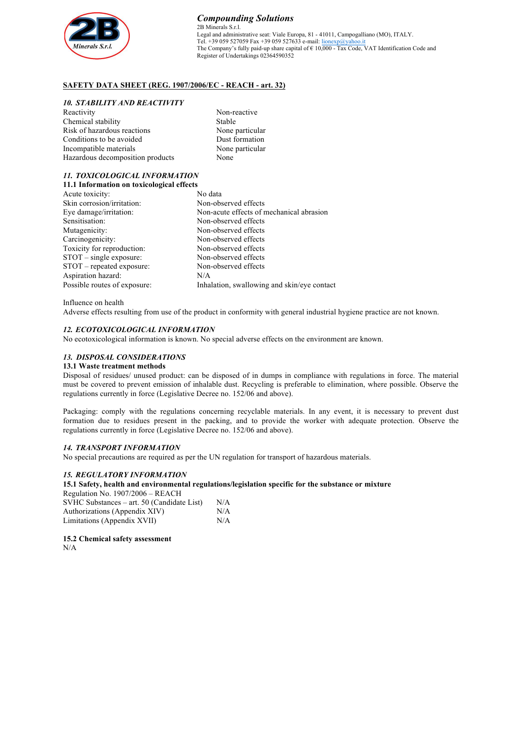**Compounding Solutions**
2B Minerals S.r.l.
Legal and administrative seat: Viale Europa, 81 - 41011, Campogalliano (MO), ITALY.
Tel. +39 059 527059 Fax +39 059 527633 e-mail: lionexp@yahoo.it
The Company's fully paid-up share capital of € 10,000 - Tax Code, VAT Identification Code and Register of Undertakings 02364590352

## SAFETY DATA SHEET (REG. 1907/2006/EC - REACH - art. 32)

### *10. STABILITY AND REACTIVITY*

| | |
|---|---|
| Reactivity | Non-reactive |
| Chemical stability | Stable |
| Risk of hazardous reactions | None particular |
| Conditions to be avoided | Dust formation |
| Incompatible materials | None particular |
| Hazardous decomposition products | None |

### *11. TOXICOLOGICAL INFORMATION*

**11.1 Information on toxicological effects**

| | |
|---|---|
| Acute toxicity: | No data |
| Skin corrosion/irritation: | Non-observed effects |
| Eye damage/irritation: | Non-acute effects of mechanical abrasion |
| Sensitisation: | Non-observed effects |
| Mutagenicity: | Non-observed effects |
| Carcinogenicity: | Non-observed effects |
| Toxicity for reproduction: | Non-observed effects |
| STOT – single exposure: | Non-observed effects |
| STOT – repeated exposure: | Non-observed effects |
| Aspiration hazard: | N/A |
| Possible routes of exposure: | Inhalation, swallowing and skin/eye contact |

Influence on health
Adverse effects resulting from use of the product in conformity with general industrial hygiene practice are not known.

### *12. ECOTOXICOLOGICAL INFORMATION*

No ecotoxicological information is known. No special adverse effects on the environment are known.

### *13. DISPOSAL CONSIDERATIONS*

**13.1 Waste treatment methods**

Disposal of residues/ unused product: can be disposed of in dumps in compliance with regulations in force. The material must be covered to prevent emission of inhalable dust. Recycling is preferable to elimination, where possible. Observe the regulations currently in force (Legislative Decree no. 152/06 and above).

Packaging: comply with the regulations concerning recyclable materials. In any event, it is necessary to prevent dust formation due to residues present in the packing, and to provide the worker with adequate protection. Observe the regulations currently in force (Legislative Decree no. 152/06 and above).

### *14. TRANSPORT INFORMATION*

No special precautions are required as per the UN regulation for transport of hazardous materials.

### *15. REGULATORY INFORMATION*

**15.1 Safety, health and environmental regulations/legislation specific for the substance or mixture**

Regulation No. 1907/2006 – REACH

| | |
|---|---|
| SVHC Substances – art. 50 (Candidate List) | N/A |
| Authorizations (Appendix XIV) | N/A |
| Limitations (Appendix XVII) | N/A |

**15.2 Chemical safety assessment**

N/A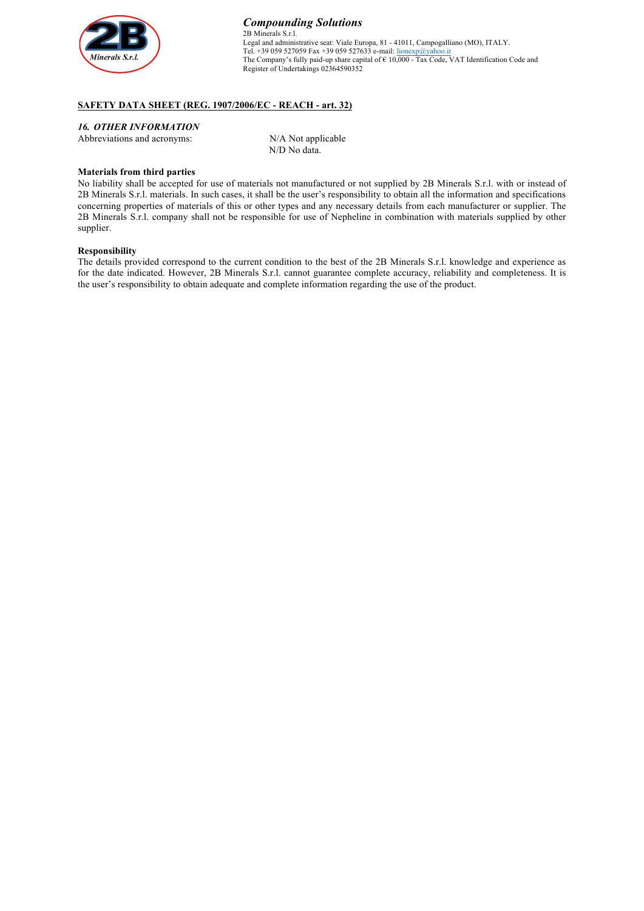### *16. OTHER INFORMATION*

Abbreviations and acronyms:

N/A Not applicable
N/D No data.

**Materials from third parties**

No liability shall be accepted for use of materials not manufactured or not supplied by 2B Minerals S.r.l. with or instead of 2B Minerals S.r.l. materials. In such cases, it shall be the user's responsibility to obtain all the information and specifications concerning properties of materials of this or other types and any necessary details from each manufacturer or supplier. The 2B Minerals S.r.l. company shall not be responsible for use of Nepheline in combination with materials supplied by other supplier.

**Responsibility**

The details provided correspond to the current condition to the best of the 2B Minerals S.r.l. knowledge and experience as for the date indicated. However, 2B Minerals S.r.l. cannot guarantee complete accuracy, reliability and completeness. It is the user's responsibility to obtain adequate and complete information regarding the use of the product.